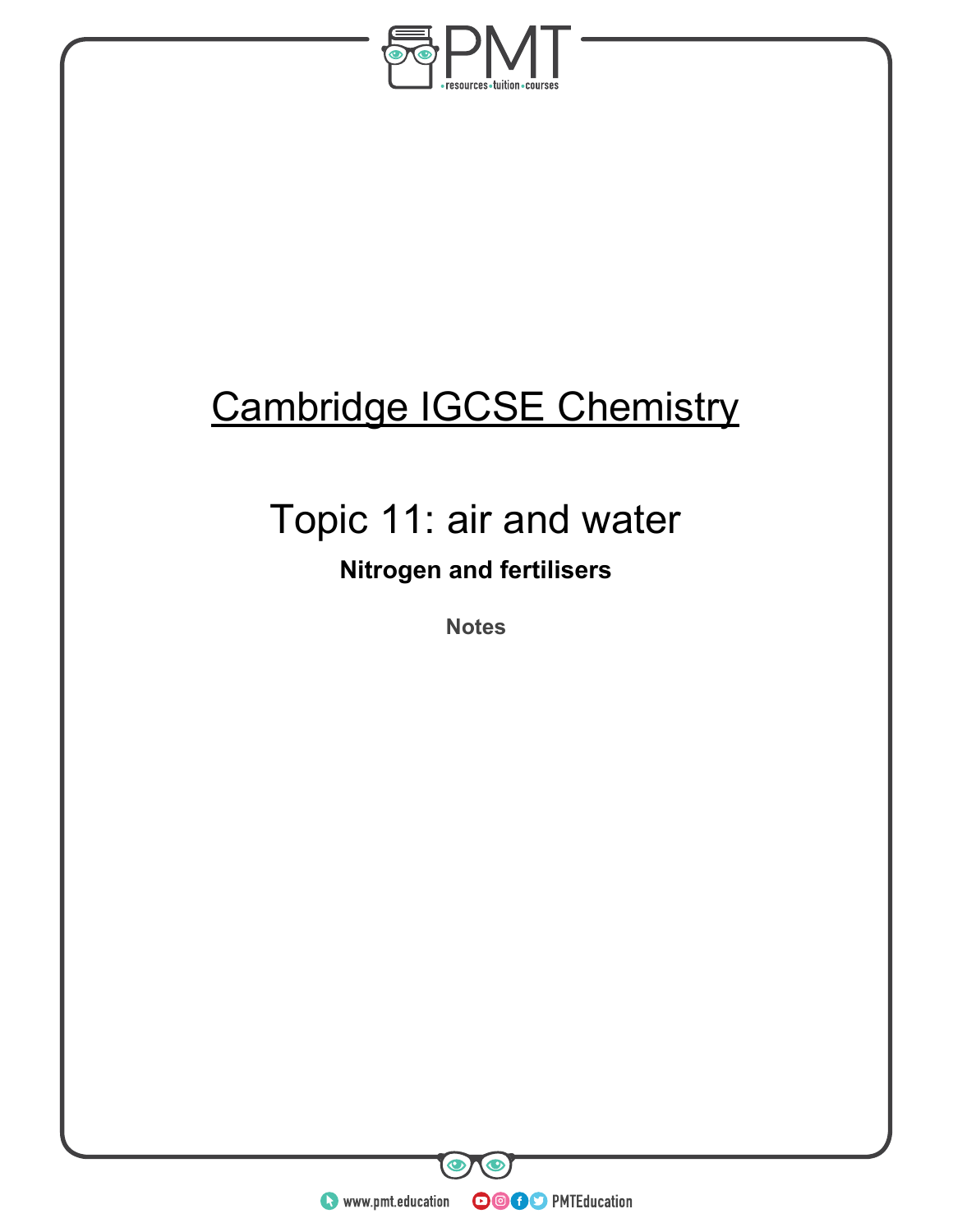# Cambridge IGCSE Chemistry

## Topic 11: air and water

### Nitrogen and fertilisers

Notes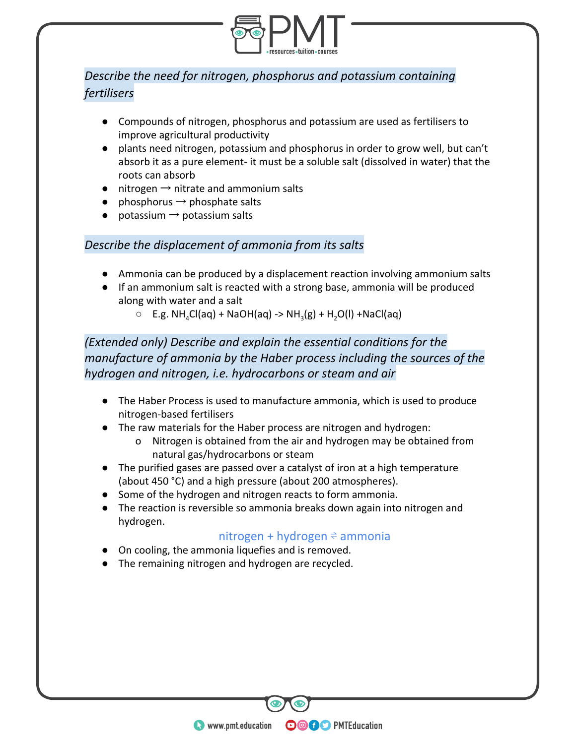*Describe the need for nitrogen, phosphorus and potassium containing fertilisers*

- Compounds of nitrogen, phosphorus and potassium are used as fertilisers to improve agricultural productivity
- plants need nitrogen, potassium and phosphorus in order to grow well, but can't absorb it as a pure element- it must be a soluble salt (dissolved in water) that the roots can absorb
- nitrogen → nitrate and ammonium salts
- phosphorus → phosphate salts
- potassium → potassium salts

*Describe the displacement of ammonia from its salts*

- Ammonia can be produced by a displacement reaction involving ammonium salts
- If an ammonium salt is reacted with a strong base, ammonia will be produced along with water and a salt
  - E.g. $NH_4Cl(aq) + NaOH(aq) \rightarrow NH_3(g) + H_2O(l) + NaCl(aq)$

*(Extended only) Describe and explain the essential conditions for the manufacture of ammonia by the Haber process including the sources of the hydrogen and nitrogen, i.e. hydrocarbons or steam and air*

- The Haber Process is used to manufacture ammonia, which is used to produce nitrogen-based fertilisers
- The raw materials for the Haber process are nitrogen and hydrogen:
  - Nitrogen is obtained from the air and hydrogen may be obtained from natural gas/hydrocarbons or steam
- The purified gases are passed over a catalyst of iron at a high temperature (about 450 °C) and a high pressure (about 200 atmospheres).
- Some of the hydrogen and nitrogen reacts to form ammonia.
- The reaction is reversible so ammonia breaks down again into nitrogen and hydrogen.

$$\text{nitrogen} + \text{hydrogen} \rightleftharpoons \text{ammonia}$$

- On cooling, the ammonia liquefies and is removed.
- The remaining nitrogen and hydrogen are recycled.